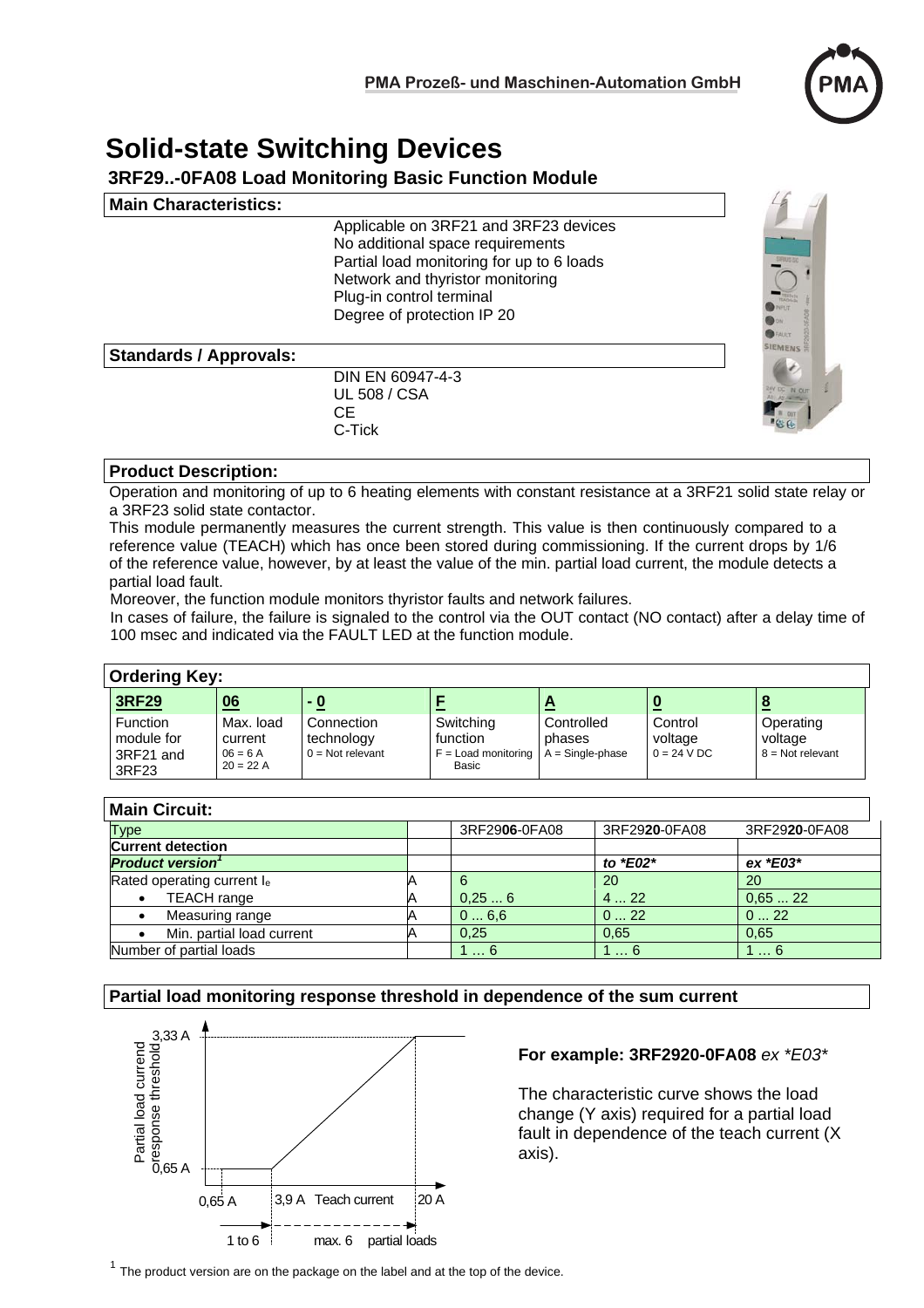PMA Prozeß- und Maschinen-Automation GmbH

# Solid-state Switching Devices

## 3RF29..-0FA08 Load Monitoring Basic Function Module

### Main Characteristics:

- Applicable on 3RF21 and 3RF23 devices
- No additional space requirements
- Partial load monitoring for up to 6 loads
- Network and thyristor monitoring
- Plug-in control terminal
- Degree of protection IP 20

### Standards / Approvals:

- DIN EN 60947-4-3
- UL 508 / CSA
- CE
- C-Tick

### Product Description:

Operation and monitoring of up to 6 heating elements with constant resistance at a 3RF21 solid state relay or a 3RF23 solid state contactor.

This module permanently measures the current strength. This value is then continuously compared to a reference value (TEACH) which has once been stored during commissioning. If the current drops by 1/6 of the reference value, however, by at least the value of the min. partial load current, the module detects a partial load fault.

Moreover, the function module monitors thyristor faults and network failures.

In cases of failure, the failure is signaled to the control via the OUT contact (NO contact) after a delay time of 100 msec and indicated via the FAULT LED at the function module.

### Ordering Key:

| 3RF29 | 06 | - 0 | F | A | 0 | 8 |
|---|---|---|---|---|---|---|
| Function module for 3RF21 and 3RF23 | Max. load current 06 = 6 A 20 = 22 A | Connection technology 0 = Not relevant | Switching function F = Load monitoring Basic | Controlled phases A = Single-phase | Control voltage 0 = 24 V DC | Operating voltage 8 = Not relevant |

### Main Circuit:

| Type | | 3RF29**06**-0FA08 | 3RF29**20**-0FA08 | 3RF29**20**-0FA08 |
|---|---|---|---|---|
| **Current detection** | | | | |
| ***Product version***[1] | | | *to \*E02\** | *ex \*E03\** |
| Rated operating current $I_e$ | A | 6 | 20 | 20 |
| • TEACH range | A | 0,25 ... 6 | 4 ... 22 | 0,65 ... 22 |
| • Measuring range | A | 0 ... 6,6 | 0 ... 22 | 0 ... 22 |
| • Min. partial load current | A | 0,25 | 0,65 | 0,65 |
| Number of partial loads | | 1 … 6 | 1 … 6 | 1 … 6 |

### Partial load monitoring response threshold in dependence of the sum current

**For example: 3RF2920-0FA08** *ex \*E03\**

The characteristic curve shows the load change (Y axis) required for a partial load fault in dependence of the teach current (X axis).

[1] The product version are on the package on the label and at the top of the device.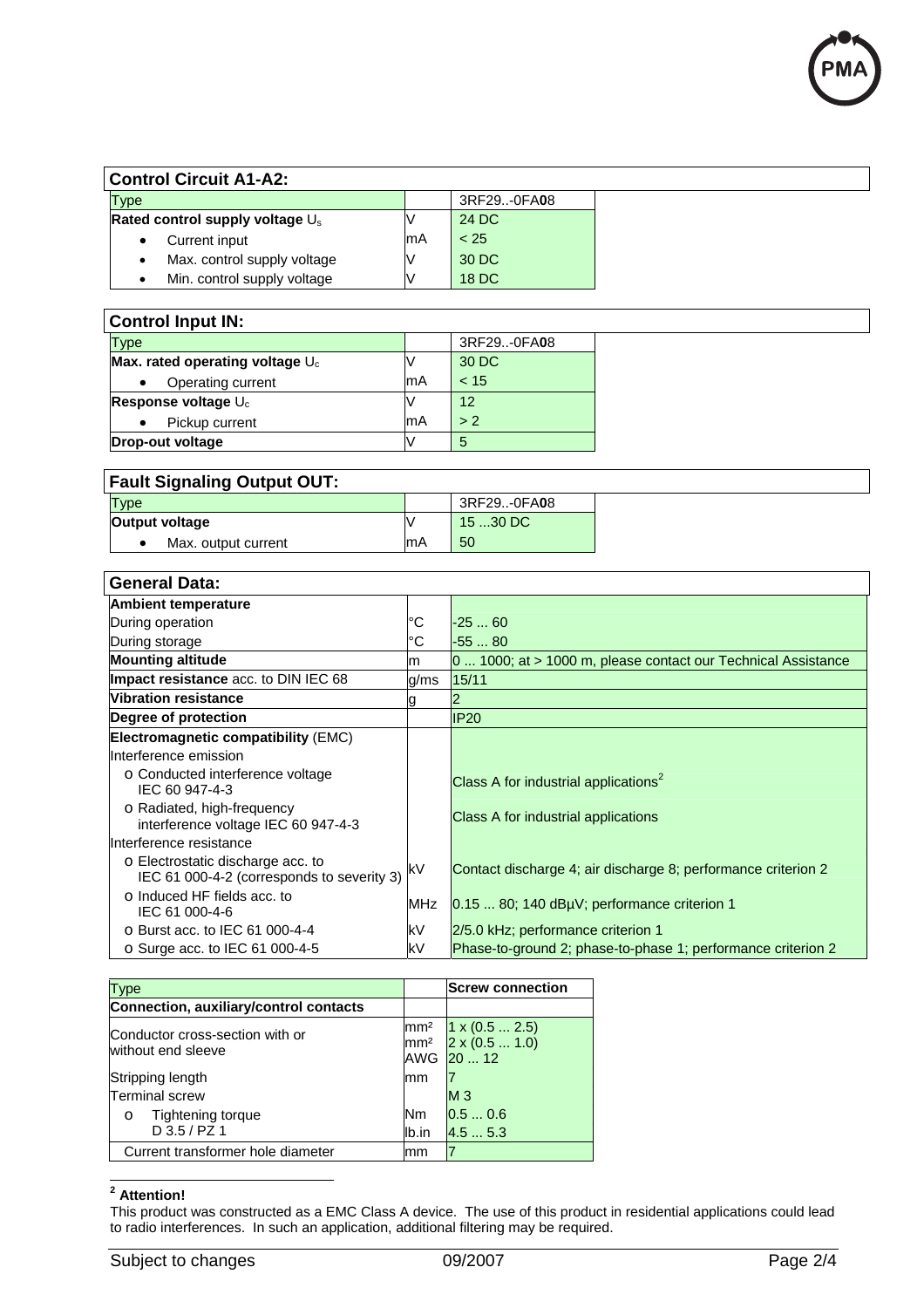## Control Circuit A1-A2:

| Type | | 3RF29..-0FA**0**8 |
|---|---|---|
| **Rated control supply voltage** $U_s$ | V | 24 DC |
| • Current input | mA | < 25 |
| • Max. control supply voltage | V | 30 DC |
| • Min. control supply voltage | V | 18 DC |

## Control Input IN:

| Type | | 3RF29..-0FA**0**8 |
|---|---|---|
| **Max. rated operating voltage** $U_c$ | V | 30 DC |
| • Operating current | mA | < 15 |
| **Response voltage** $U_c$ | V | 12 |
| • Pickup current | mA | > 2 |
| **Drop-out voltage** | V | 5 |

## Fault Signaling Output OUT:

| Type | | 3RF29..-0FA**0**8 |
|---|---|---|
| **Output voltage** | V | 15 ...30 DC |
| • Max. output current | mA | 50 |

## General Data:

| | | |
|---|---|---|
| **Ambient temperature** | | |
| During operation | °C | -25 ... 60 |
| During storage | °C | -55 ... 80 |
| **Mounting altitude** | m | 0 ... 1000; at > 1000 m, please contact our Technical Assistance |
| **Impact resistance** acc. to DIN IEC 68 | g/ms | 15/11 |
| **Vibration resistance** | g | 2 |
| **Degree of protection** | | IP20 |
| **Electromagnetic compatibility** (EMC) | | |
| Interference emission | | |
| o Conducted interference voltage IEC 60 947-4-3 | | Class A for industrial applications[2] |
| o Radiated, high-frequency interference voltage IEC 60 947-4-3 | | Class A for industrial applications |
| Interference resistance | | |
| o Electrostatic discharge acc. to IEC 61 000-4-2 (corresponds to severity 3) | kV | Contact discharge 4; air discharge 8; performance criterion 2 |
| o Induced HF fields acc. to IEC 61 000-4-6 | MHz | 0.15 ... 80; 140 dBμV; performance criterion 1 |
| o Burst acc. to IEC 61 000-4-4 | kV | 2/5.0 kHz; performance criterion 1 |
| o Surge acc. to IEC 61 000-4-5 | kV | Phase-to-ground 2; phase-to-phase 1; performance criterion 2 |

| Type | | **Screw connection** |
|---|---|---|
| **Connection, auxiliary/control contacts** | | |
| Conductor cross-section with or without end sleeve | mm²<br>mm²<br>AWG | 1 x (0.5 ... 2.5)<br>2 x (0.5 ... 1.0)<br>20 ... 12 |
| Stripping length | mm | 7 |
| Terminal screw | | M 3 |
| o Tightening torque D 3.5 / PZ 1 | Nm<br>lb.in | 0.5 ... 0.6<br>4.5 ... 5.3 |
| Current transformer hole diameter | mm | 7 |

[2] **Attention!**
This product was constructed as a EMC Class A device. The use of this product in residential applications could lead to radio interferences. In such an application, additional filtering may be required.

Subject to changes 09/2007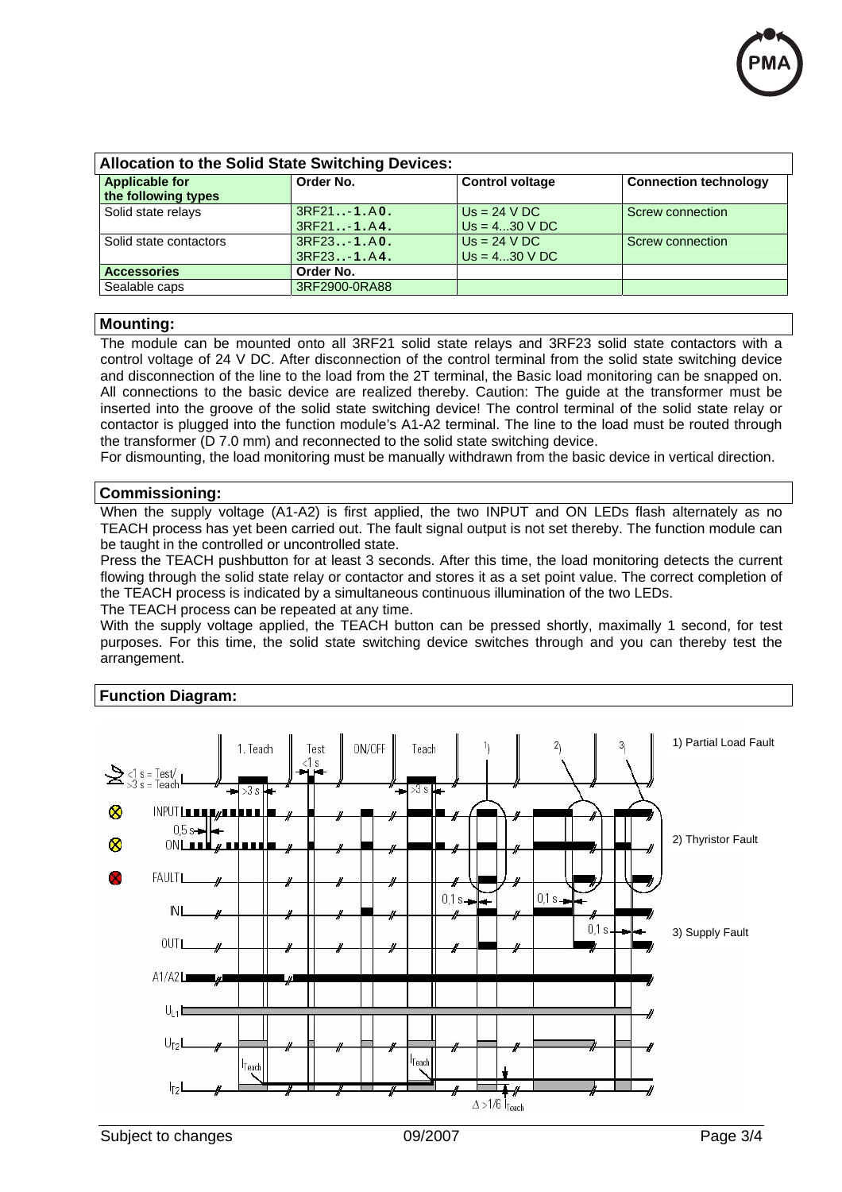## Allocation to the Solid State Switching Devices:

| Applicable for the following types | Order No. | Control voltage | Connection technology |
|---|---|---|---|
| Solid state relays | 3RF21 **..** - **1**. A **0**.<br>3RF21 **..** - **1**. A **4**. | Us = 24 V DC<br>Us = 4...30 V DC | Screw connection |
| Solid state contactors | 3RF23 **..** - **1**. A **0**.<br>3RF23 **..** - **1**. A **4**. | Us = 24 V DC<br>Us = 4...30 V DC | Screw connection |
| **Accessories** | **Order No.** | | |
| Sealable caps | 3RF2900-0RA88 | | |

## Mounting:

The module can be mounted onto all 3RF21 solid state relays and 3RF23 solid state contactors with a control voltage of 24 V DC. After disconnection of the control terminal from the solid state switching device and disconnection of the line to the load from the 2T terminal, the Basic load monitoring can be snapped on. All connections to the basic device are realized thereby. Caution: The guide at the transformer must be inserted into the groove of the solid state switching device! The control terminal of the solid state relay or contactor is plugged into the function module's A1-A2 terminal. The line to the load must be routed through the transformer (D 7.0 mm) and reconnected to the solid state switching device.

For dismounting, the load monitoring must be manually withdrawn from the basic device in vertical direction.

## Commissioning:

When the supply voltage (A1-A2) is first applied, the two INPUT and ON LEDs flash alternately as no TEACH process has yet been carried out. The fault signal output is not set thereby. The function module can be taught in the controlled or uncontrolled state.

Press the TEACH pushbutton for at least 3 seconds. After this time, the load monitoring detects the current flowing through the solid state relay or contactor and stores it as a set point value. The correct completion of the TEACH process is indicated by a simultaneous continuous illumination of the two LEDs.

The TEACH process can be repeated at any time.

With the supply voltage applied, the TEACH button can be pressed shortly, maximally 1 second, for test purposes. For this time, the solid state switching device switches through and you can thereby test the arrangement.

## Function Diagram:

1) Partial Load Fault

2) Thyristor Fault

3) Supply Fault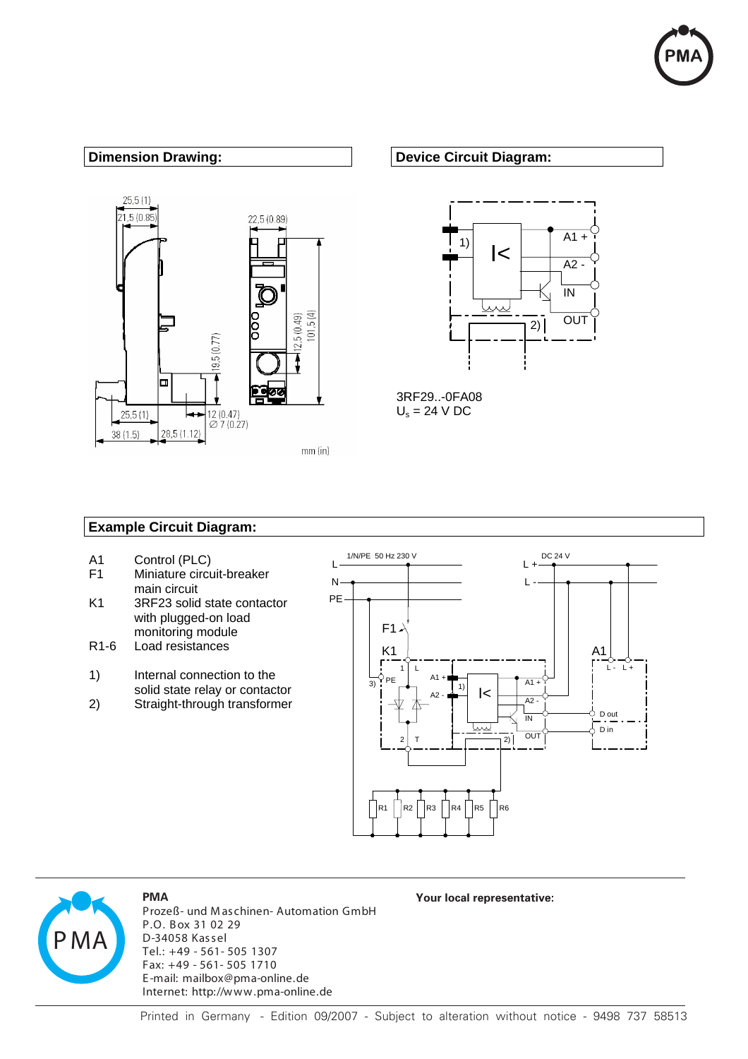## Dimension Drawing:

25,5 (1)
21,5 (0.85)
22,5 (0.89)
19,5 (0.77)
12,5 (0.49)
101,5 (4)
25,5 (1)
12 (0.47)
∅ 7 (0.27)
38 (1.5)
28,5 (1.12)
mm (in)

## Device Circuit Diagram:

1)
A1 +
A2 -
IN
OUT
2)

3RF29..-0FA08
$U_s$ = 24 V DC

## Example Circuit Diagram:

| | |
|---|---|
| A1 | Control (PLC) |
| F1 | Miniature circuit-breaker main circuit |
| K1 | 3RF23 solid state contactor with plugged-on load monitoring module |
| R1-6 | Load resistances |
| 1) | Internal connection to the solid state relay or contactor |
| 2) | Straight-through transformer |

1/N/PE 50 Hz 230 V
L
N
PE
DC 24 V
L +
L -
F1
K1
A1
1 L
3) PE
2 T
A1 +
A2 -
1)
A1 +
A2 -
IN
OUT
2)
L - L +
D out
D in
R1 R2 R3 R4 R5 R6

**PMA**
Prozeß- und Maschinen- Automation GmbH
P.O. Box 31 02 29
D-34058 Kassel
Tel.: +49 - 561- 505 1307
Fax: +49 - 561- 505 1710
E-mail: mailbox@pma-online.de
Internet: http://www.pma-online.de

**Your local representative:**

Printed in Germany - Edition 09/2007 - Subject to alteration without notice - 9498 737 58513